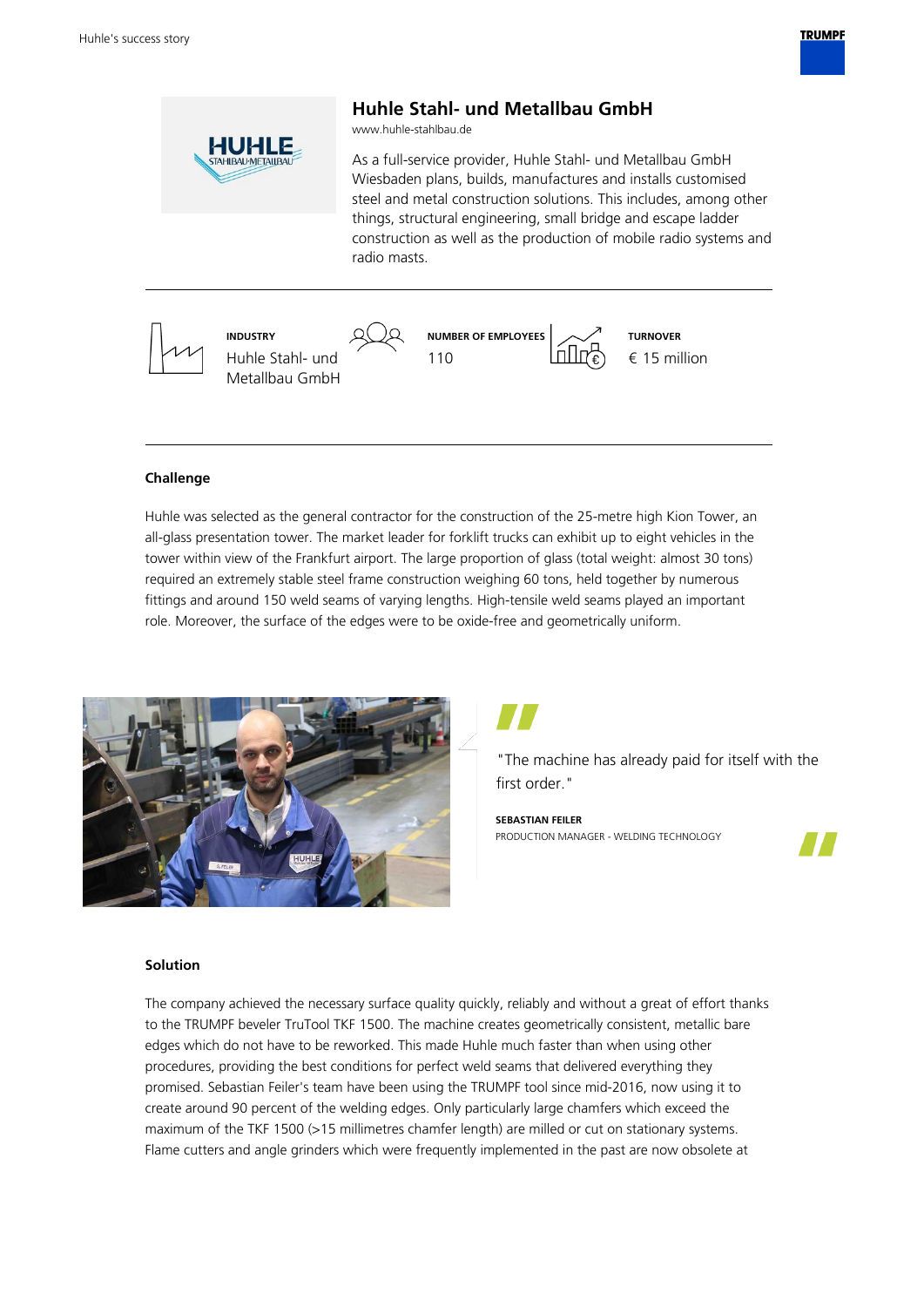# Huhle Stahl- und Metallbau GmbH

www.huhle-stahlbau.de

As a full-service provider, Huhle Stahl- und Metallbau GmbH Wiesbaden plans, builds, manufactures and installs customised steel and metal construction solutions. This includes, among other things, structural engineering, small bridge and escape ladder construction as well as the production of mobile radio systems and radio masts.

**INDUSTRY**
Huhle Stahl- und Metallbau GmbH

**NUMBER OF EMPLOYEES**
110

**TURNOVER**
€ 15 million

## Challenge

Huhle was selected as the general contractor for the construction of the 25-metre high Kion Tower, an all-glass presentation tower. The market leader for forklift trucks can exhibit up to eight vehicles in the tower within view of the Frankfurt airport. The large proportion of glass (total weight: almost 30 tons) required an extremely stable steel frame construction weighing 60 tons, held together by numerous fittings and around 150 weld seams of varying lengths. High-tensile weld seams played an important role. Moreover, the surface of the edges were to be oxide-free and geometrically uniform.

"The machine has already paid for itself with the first order."

**SEBASTIAN FEILER**
PRODUCTION MANAGER - WELDING TECHNOLOGY

## Solution

The company achieved the necessary surface quality quickly, reliably and without a great of effort thanks to the TRUMPF beveler TruTool TKF 1500. The machine creates geometrically consistent, metallic bare edges which do not have to be reworked. This made Huhle much faster than when using other procedures, providing the best conditions for perfect weld seams that delivered everything they promised. Sebastian Feiler's team have been using the TRUMPF tool since mid-2016, now using it to create around 90 percent of the welding edges. Only particularly large chamfers which exceed the maximum of the TKF 1500 (>15 millimetres chamfer length) are milled or cut on stationary systems. Flame cutters and angle grinders which were frequently implemented in the past are now obsolete at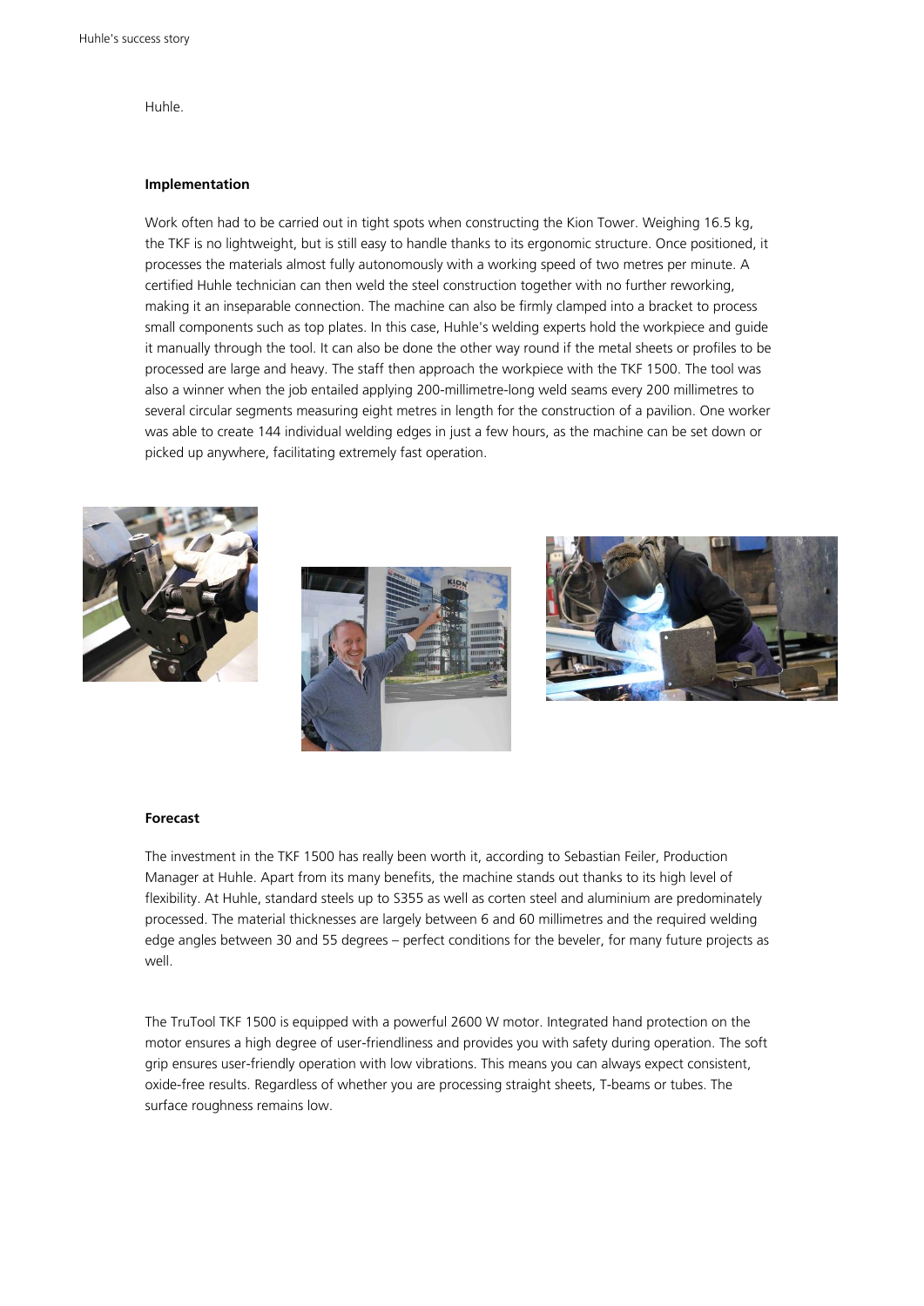Huhle.

**Implementation**

Work often had to be carried out in tight spots when constructing the Kion Tower. Weighing 16.5 kg, the TKF is no lightweight, but is still easy to handle thanks to its ergonomic structure. Once positioned, it processes the materials almost fully autonomously with a working speed of two metres per minute. A certified Huhle technician can then weld the steel construction together with no further reworking, making it an inseparable connection. The machine can also be firmly clamped into a bracket to process small components such as top plates. In this case, Huhle's welding experts hold the workpiece and guide it manually through the tool. It can also be done the other way round if the metal sheets or profiles to be processed are large and heavy. The staff then approach the workpiece with the TKF 1500. The tool was also a winner when the job entailed applying 200-millimetre-long weld seams every 200 millimetres to several circular segments measuring eight metres in length for the construction of a pavilion. One worker was able to create 144 individual welding edges in just a few hours, as the machine can be set down or picked up anywhere, facilitating extremely fast operation.

**Forecast**

The investment in the TKF 1500 has really been worth it, according to Sebastian Feiler, Production Manager at Huhle. Apart from its many benefits, the machine stands out thanks to its high level of flexibility. At Huhle, standard steels up to S355 as well as corten steel and aluminium are predominately processed. The material thicknesses are largely between 6 and 60 millimetres and the required welding edge angles between 30 and 55 degrees – perfect conditions for the beveler, for many future projects as well.

The TruTool TKF 1500 is equipped with a powerful 2600 W motor. Integrated hand protection on the motor ensures a high degree of user-friendliness and provides you with safety during operation. The soft grip ensures user-friendly operation with low vibrations. This means you can always expect consistent, oxide-free results. Regardless of whether you are processing straight sheets, T-beams or tubes. The surface roughness remains low.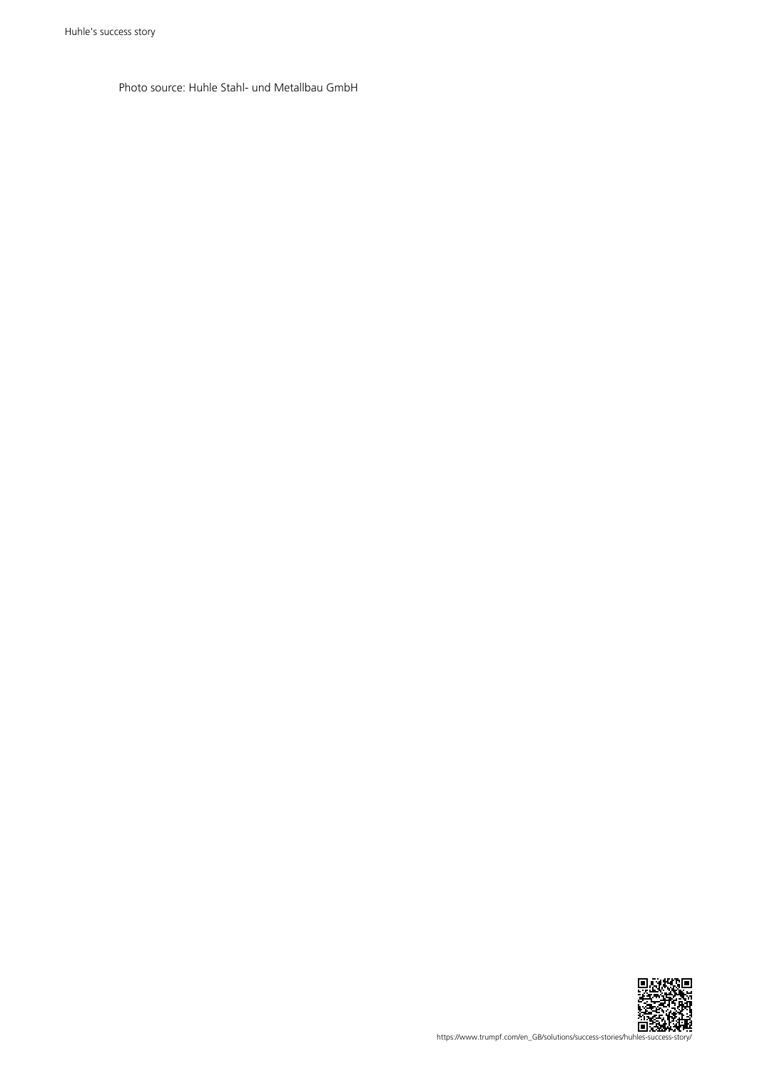Photo source: Huhle Stahl- und Metallbau GmbH